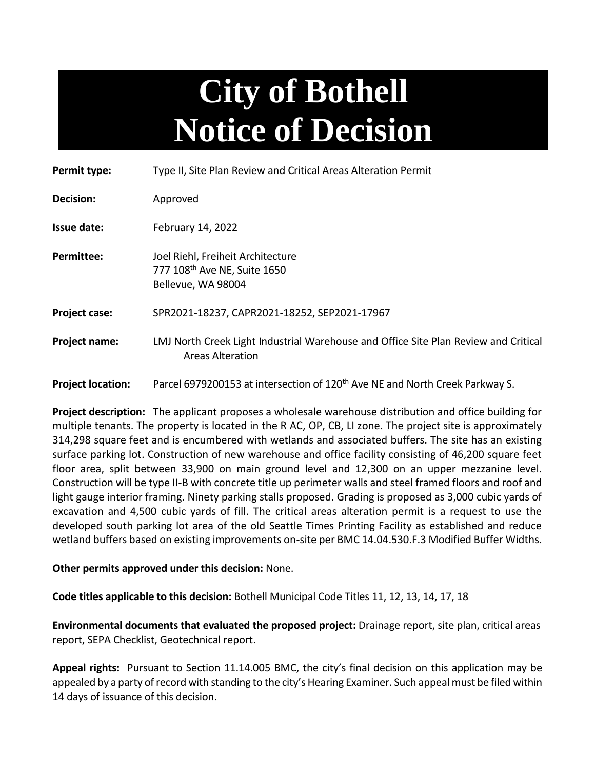# City of Bothell
# Notice of Decision

**Permit type:** Type II, Site Plan Review and Critical Areas Alteration Permit

**Decision:** Approved

**Issue date:** February 14, 2022

**Permittee:** Joel Riehl, Freiheit Architecture
777 108th Ave NE, Suite 1650
Bellevue, WA 98004

**Project case:** SPR2021-18237, CAPR2021-18252, SEP2021-17967

**Project name:** LMJ North Creek Light Industrial Warehouse and Office Site Plan Review and Critical Areas Alteration

**Project location:** Parcel 6979200153 at intersection of 120th Ave NE and North Creek Parkway S.

**Project description:** The applicant proposes a wholesale warehouse distribution and office building for multiple tenants. The property is located in the R AC, OP, CB, LI zone. The project site is approximately 314,298 square feet and is encumbered with wetlands and associated buffers. The site has an existing surface parking lot. Construction of new warehouse and office facility consisting of 46,200 square feet floor area, split between 33,900 on main ground level and 12,300 on an upper mezzanine level. Construction will be type II-B with concrete title up perimeter walls and steel framed floors and roof and light gauge interior framing. Ninety parking stalls proposed. Grading is proposed as 3,000 cubic yards of excavation and 4,500 cubic yards of fill. The critical areas alteration permit is a request to use the developed south parking lot area of the old Seattle Times Printing Facility as established and reduce wetland buffers based on existing improvements on-site per BMC 14.04.530.F.3 Modified Buffer Widths.

**Other permits approved under this decision:** None.

**Code titles applicable to this decision:** Bothell Municipal Code Titles 11, 12, 13, 14, 17, 18

**Environmental documents that evaluated the proposed project:** Drainage report, site plan, critical areas report, SEPA Checklist, Geotechnical report.

**Appeal rights:** Pursuant to Section 11.14.005 BMC, the city's final decision on this application may be appealed by a party of record with standing to the city's Hearing Examiner. Such appeal must be filed within 14 days of issuance of this decision.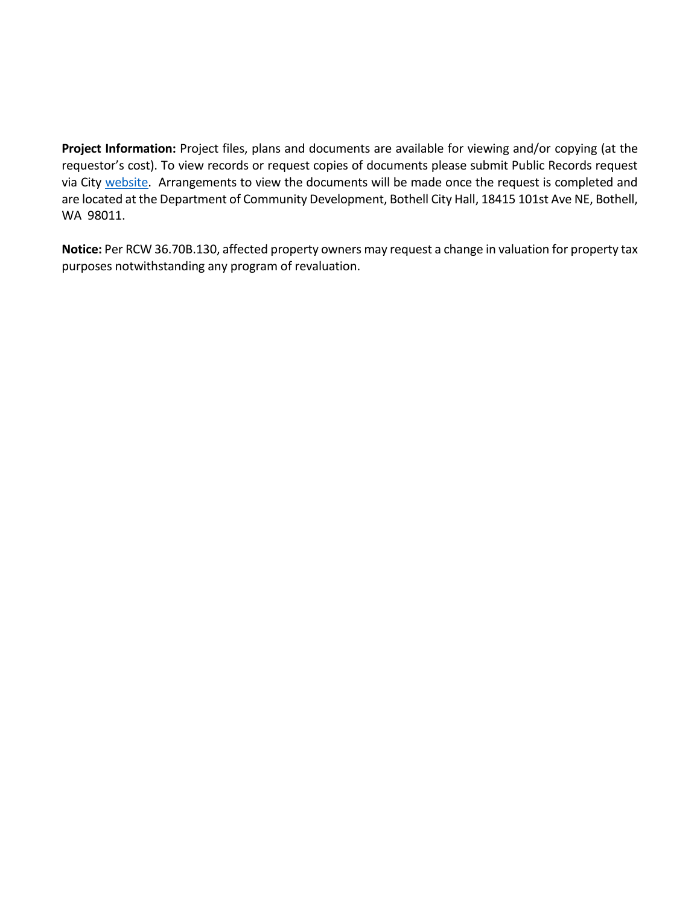**Project Information:** Project files, plans and documents are available for viewing and/or copying (at the requestor's cost). To view records or request copies of documents please submit Public Records request via City website. Arrangements to view the documents will be made once the request is completed and are located at the Department of Community Development, Bothell City Hall, 18415 101st Ave NE, Bothell, WA 98011.

**Notice:** Per RCW 36.70B.130, affected property owners may request a change in valuation for property tax purposes notwithstanding any program of revaluation.